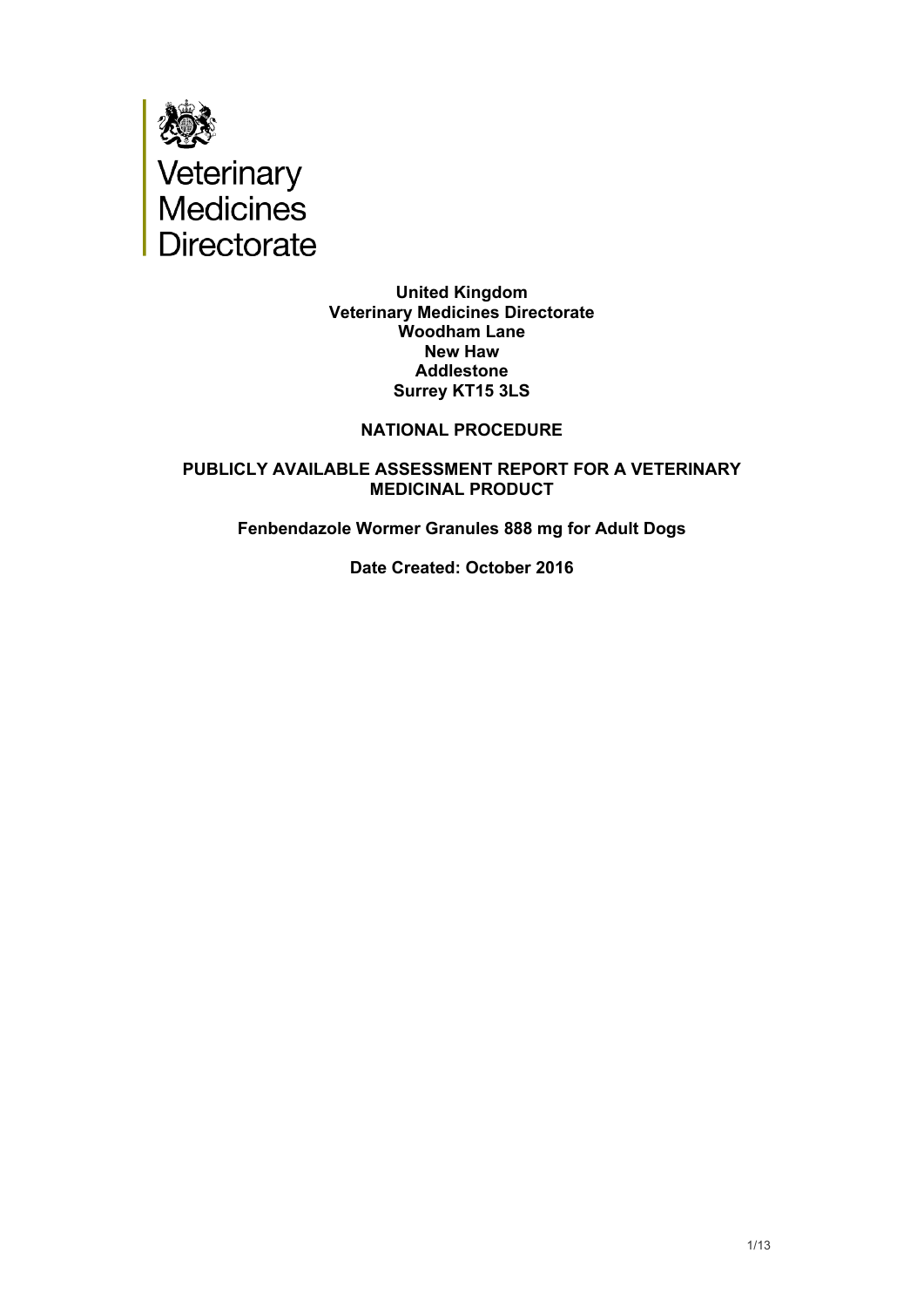Veterinary Medicines Directorate

**United Kingdom**
**Veterinary Medicines Directorate**
**Woodham Lane**
**New Haw**
**Addlestone**
**Surrey KT15 3LS**

**NATIONAL PROCEDURE**

**PUBLICLY AVAILABLE ASSESSMENT REPORT FOR A VETERINARY MEDICINAL PRODUCT**

**Fenbendazole Wormer Granules 888 mg for Adult Dogs**

**Date Created: October 2016**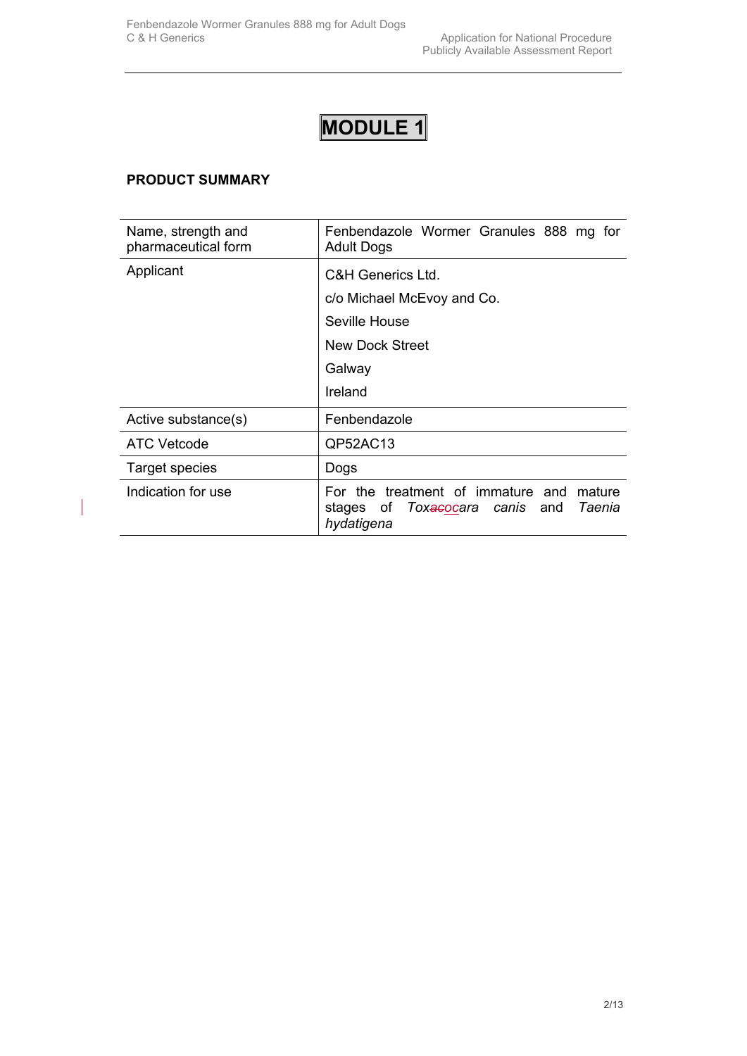# MODULE 1

## PRODUCT SUMMARY

| Name, strength and pharmaceutical form | Fenbendazole Wormer Granules 888 mg for Adult Dogs |
|---|---|
| Applicant | C&H Generics Ltd.<br>c/o Michael McEvoy and Co.<br>Seville House<br>New Dock Street<br>Galway<br>Ireland |
| Active substance(s) | Fenbendazole |
| ATC Vetcode | QP52AC13 |
| Target species | Dogs |
| Indication for use | For the treatment of immature and mature stages of *Toxacocara canis* and *Taenia hydatigena* |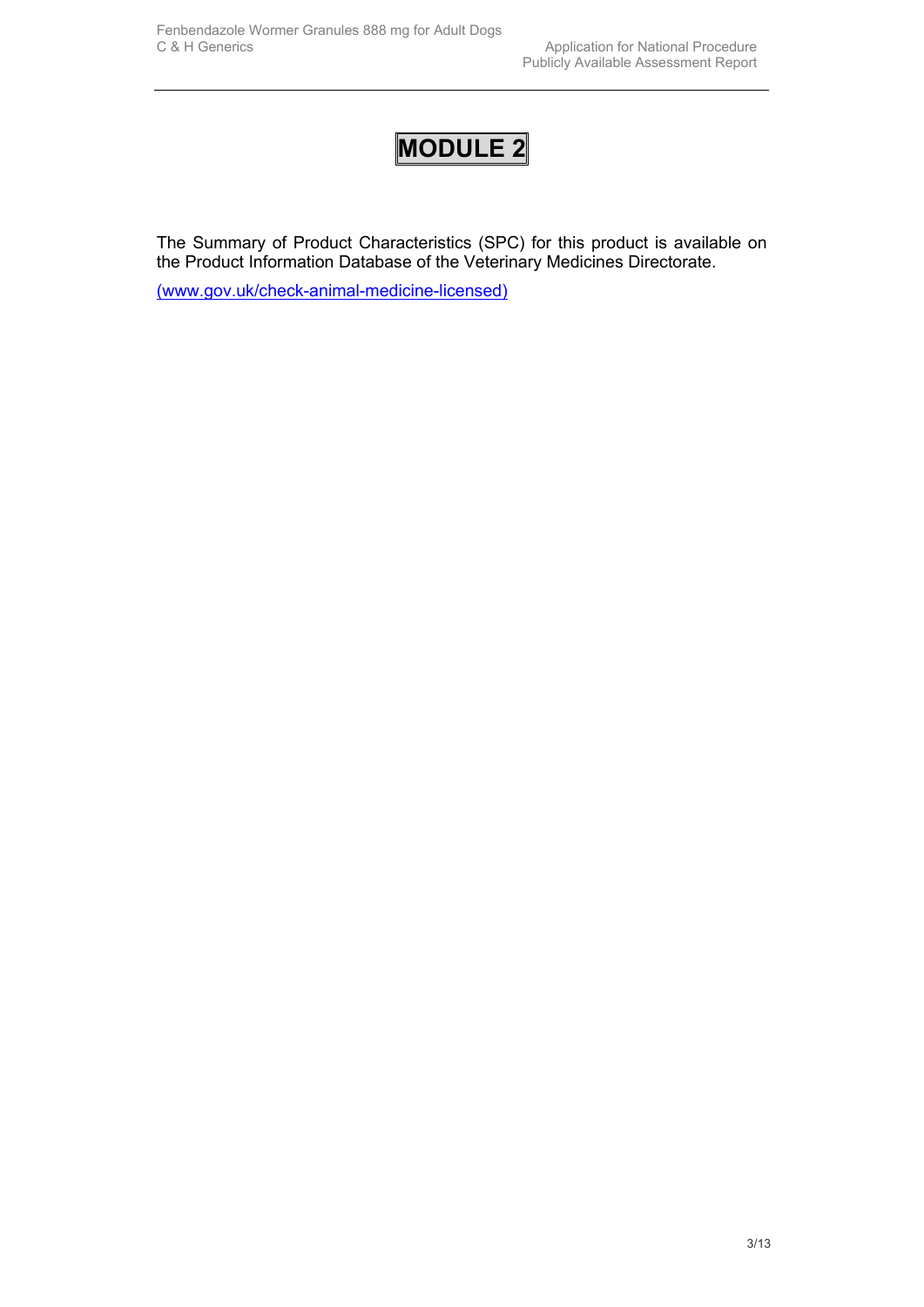# MODULE 2

The Summary of Product Characteristics (SPC) for this product is available on the Product Information Database of the Veterinary Medicines Directorate.

(www.gov.uk/check-animal-medicine-licensed)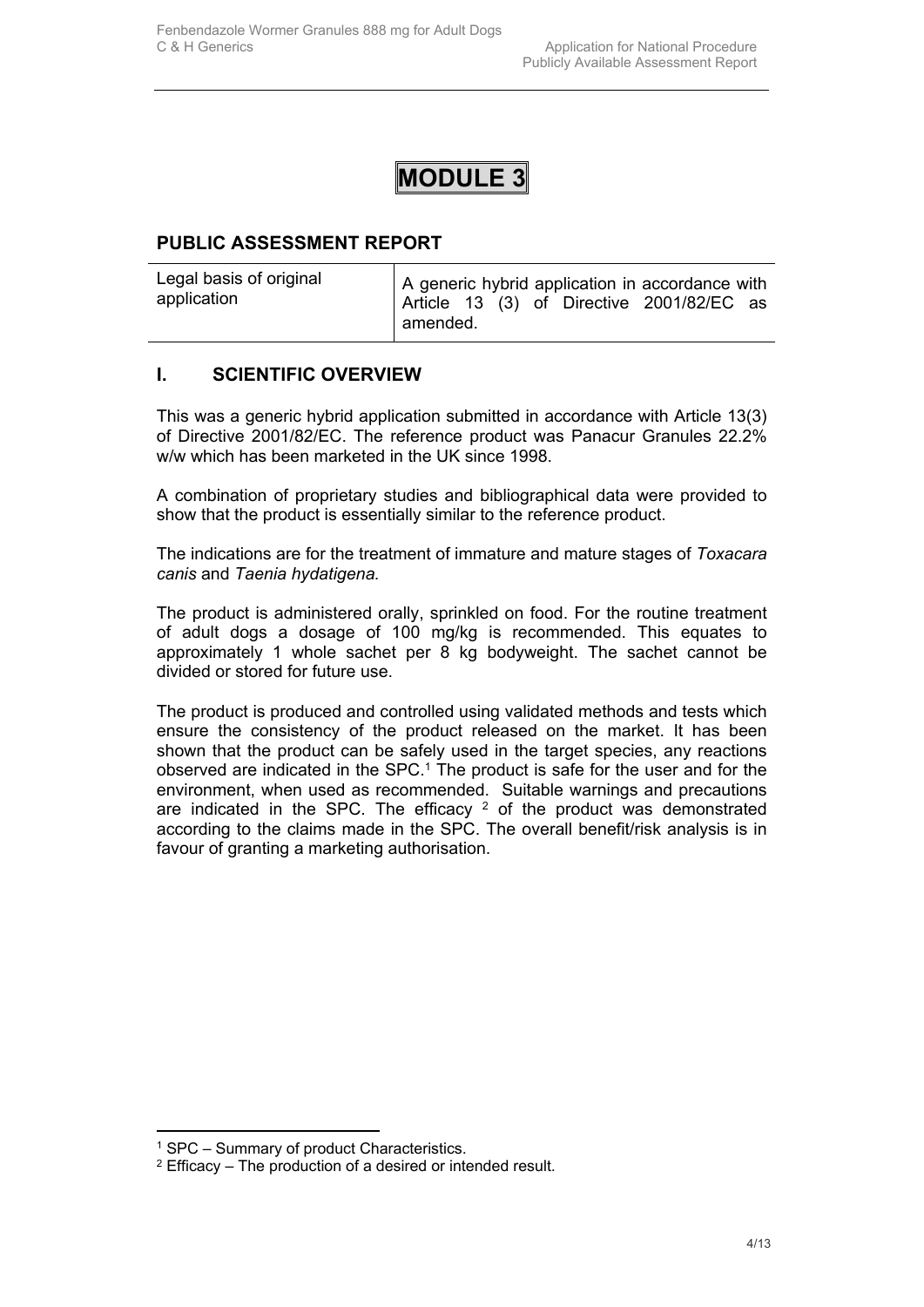# MODULE 3

## PUBLIC ASSESSMENT REPORT

| Legal basis of original application | A generic hybrid application in accordance with Article 13 (3) of Directive 2001/82/EC as amended. |
| --- | --- |

## I. SCIENTIFIC OVERVIEW

This was a generic hybrid application submitted in accordance with Article 13(3) of Directive 2001/82/EC. The reference product was Panacur Granules 22.2% w/w which has been marketed in the UK since 1998.

A combination of proprietary studies and bibliographical data were provided to show that the product is essentially similar to the reference product.

The indications are for the treatment of immature and mature stages of *Toxacara canis* and *Taenia hydatigena.*

The product is administered orally, sprinkled on food. For the routine treatment of adult dogs a dosage of 100 mg/kg is recommended. This equates to approximately 1 whole sachet per 8 kg bodyweight. The sachet cannot be divided or stored for future use.

The product is produced and controlled using validated methods and tests which ensure the consistency of the product released on the market. It has been shown that the product can be safely used in the target species, any reactions observed are indicated in the SPC.[1] The product is safe for the user and for the environment, when used as recommended. Suitable warnings and precautions are indicated in the SPC. The efficacy [2] of the product was demonstrated according to the claims made in the SPC. The overall benefit/risk analysis is in favour of granting a marketing authorisation.

---

[1] SPC – Summary of product Characteristics.

[2] Efficacy – The production of a desired or intended result.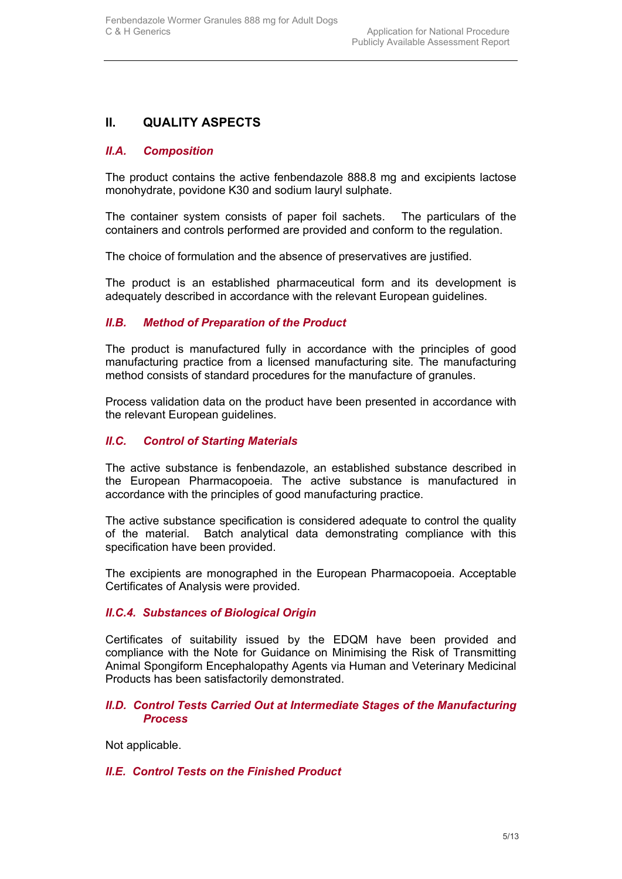## II. QUALITY ASPECTS

### *II.A. Composition*

The product contains the active fenbendazole 888.8 mg and excipients lactose monohydrate, povidone K30 and sodium lauryl sulphate.

The container system consists of paper foil sachets. The particulars of the containers and controls performed are provided and conform to the regulation.

The choice of formulation and the absence of preservatives are justified.

The product is an established pharmaceutical form and its development is adequately described in accordance with the relevant European guidelines.

### *II.B. Method of Preparation of the Product*

The product is manufactured fully in accordance with the principles of good manufacturing practice from a licensed manufacturing site*.* The manufacturing method consists of standard procedures for the manufacture of granules.

Process validation data on the product have been presented in accordance with the relevant European guidelines.

### *II.C. Control of Starting Materials*

The active substance is fenbendazole, an established substance described in the European Pharmacopoeia. The active substance is manufactured in accordance with the principles of good manufacturing practice.

The active substance specification is considered adequate to control the quality of the material. Batch analytical data demonstrating compliance with this specification have been provided.

The excipients are monographed in the European Pharmacopoeia. Acceptable Certificates of Analysis were provided.

### *II.C.4. Substances of Biological Origin*

Certificates of suitability issued by the EDQM have been provided and compliance with the Note for Guidance on Minimising the Risk of Transmitting Animal Spongiform Encephalopathy Agents via Human and Veterinary Medicinal Products has been satisfactorily demonstrated.

### *II.D. Control Tests Carried Out at Intermediate Stages of the Manufacturing Process*

Not applicable.

### *II.E. Control Tests on the Finished Product*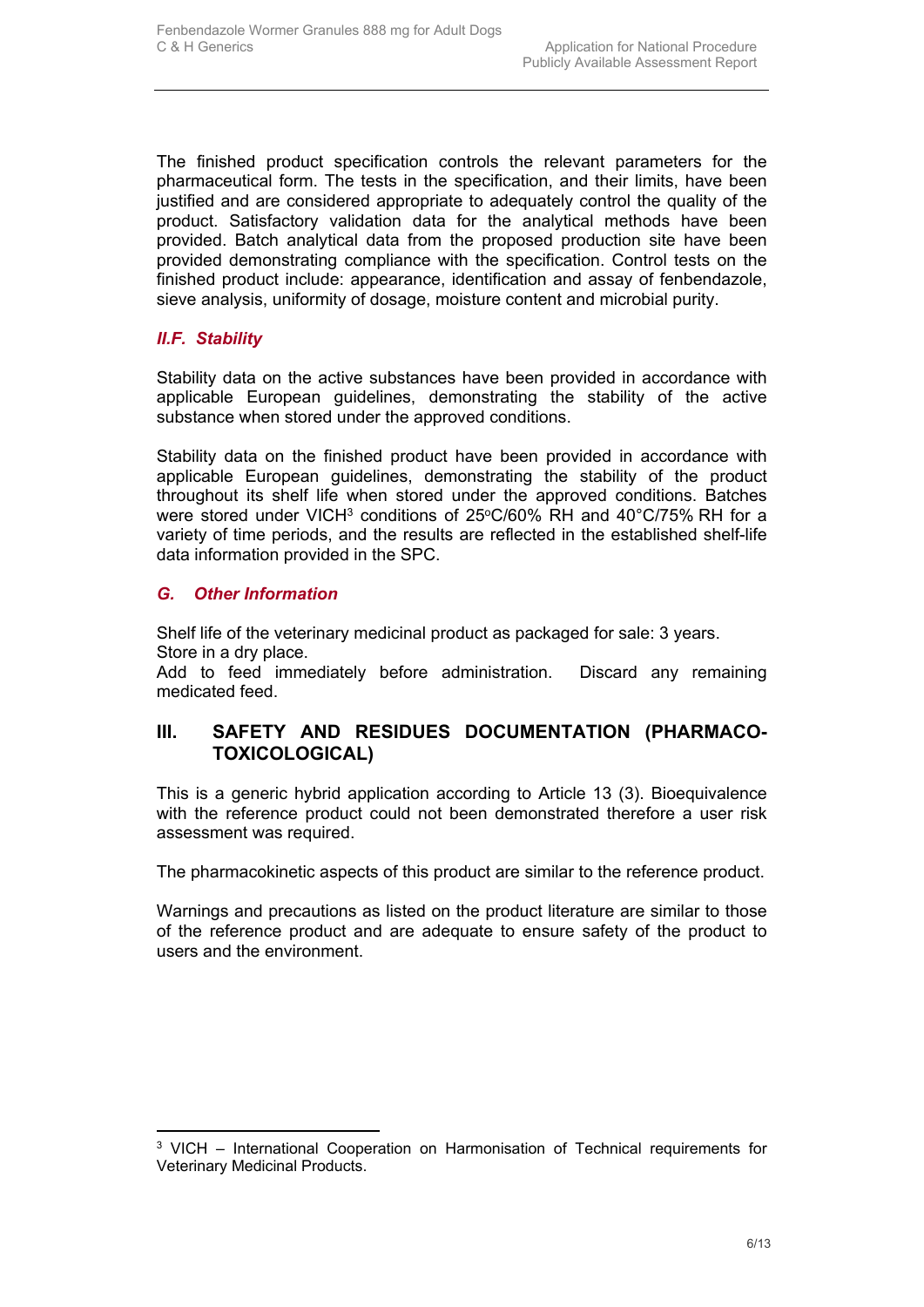The finished product specification controls the relevant parameters for the pharmaceutical form. The tests in the specification, and their limits, have been justified and are considered appropriate to adequately control the quality of the product. Satisfactory validation data for the analytical methods have been provided. Batch analytical data from the proposed production site have been provided demonstrating compliance with the specification. Control tests on the finished product include: appearance, identification and assay of fenbendazole, sieve analysis, uniformity of dosage, moisture content and microbial purity.

### *II.F. Stability*

Stability data on the active substances have been provided in accordance with applicable European guidelines, demonstrating the stability of the active substance when stored under the approved conditions.

Stability data on the finished product have been provided in accordance with applicable European guidelines, demonstrating the stability of the product throughout its shelf life when stored under the approved conditions. Batches were stored under VICH[3] conditions of 25°C/60% RH and 40°C/75% RH for a variety of time periods, and the results are reflected in the established shelf-life data information provided in the SPC.

### *G. Other Information*

Shelf life of the veterinary medicinal product as packaged for sale: 3 years.
Store in a dry place.
Add to feed immediately before administration. Discard any remaining medicated feed.

## III. SAFETY AND RESIDUES DOCUMENTATION (PHARMACO-TOXICOLOGICAL)

This is a generic hybrid application according to Article 13 (3). Bioequivalence with the reference product could not been demonstrated therefore a user risk assessment was required.

The pharmacokinetic aspects of this product are similar to the reference product.

Warnings and precautions as listed on the product literature are similar to those of the reference product and are adequate to ensure safety of the product to users and the environment.

---

[3] VICH – International Cooperation on Harmonisation of Technical requirements for Veterinary Medicinal Products.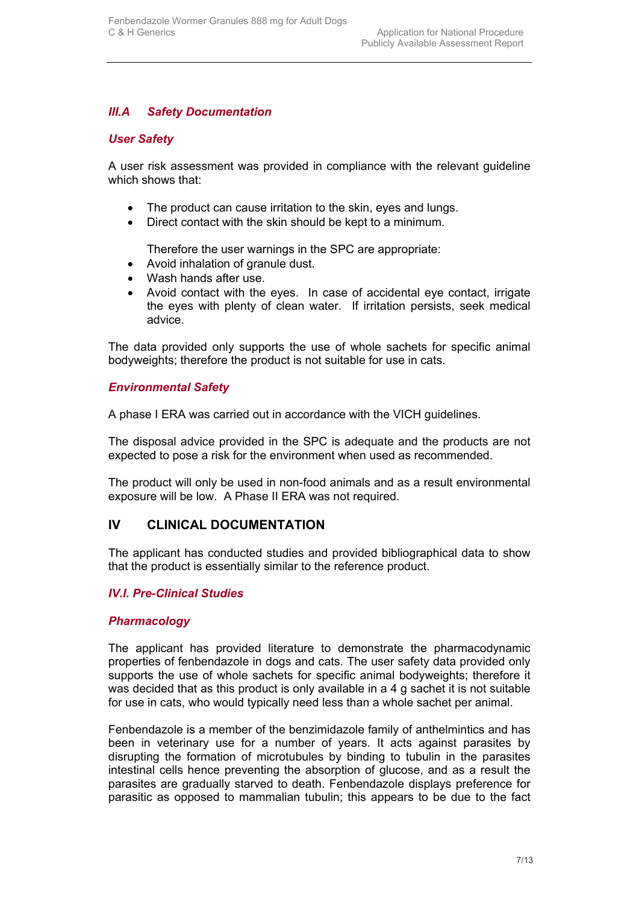### *III.A Safety Documentation*

### *User Safety*

A user risk assessment was provided in compliance with the relevant guideline which shows that:

- The product can cause irritation to the skin, eyes and lungs.
- Direct contact with the skin should be kept to a minimum.

  Therefore the user warnings in the SPC are appropriate:
- Avoid inhalation of granule dust.
- Wash hands after use.
- Avoid contact with the eyes. In case of accidental eye contact, irrigate the eyes with plenty of clean water. If irritation persists, seek medical advice.

The data provided only supports the use of whole sachets for specific animal bodyweights; therefore the product is not suitable for use in cats.

### *Environmental Safety*

A phase I ERA was carried out in accordance with the VICH guidelines.

The disposal advice provided in the SPC is adequate and the products are not expected to pose a risk for the environment when used as recommended.

The product will only be used in non-food animals and as a result environmental exposure will be low. A Phase II ERA was not required.

## IV CLINICAL DOCUMENTATION

The applicant has conducted studies and provided bibliographical data to show that the product is essentially similar to the reference product.

### *IV.I. Pre-Clinical Studies*

### *Pharmacology*

The applicant has provided literature to demonstrate the pharmacodynamic properties of fenbendazole in dogs and cats. The user safety data provided only supports the use of whole sachets for specific animal bodyweights; therefore it was decided that as this product is only available in a 4 g sachet it is not suitable for use in cats, who would typically need less than a whole sachet per animal.

Fenbendazole is a member of the benzimidazole family of anthelmintics and has been in veterinary use for a number of years. It acts against parasites by disrupting the formation of microtubules by binding to tubulin in the parasites intestinal cells hence preventing the absorption of glucose, and as a result the parasites are gradually starved to death. Fenbendazole displays preference for parasitic as opposed to mammalian tubulin; this appears to be due to the fact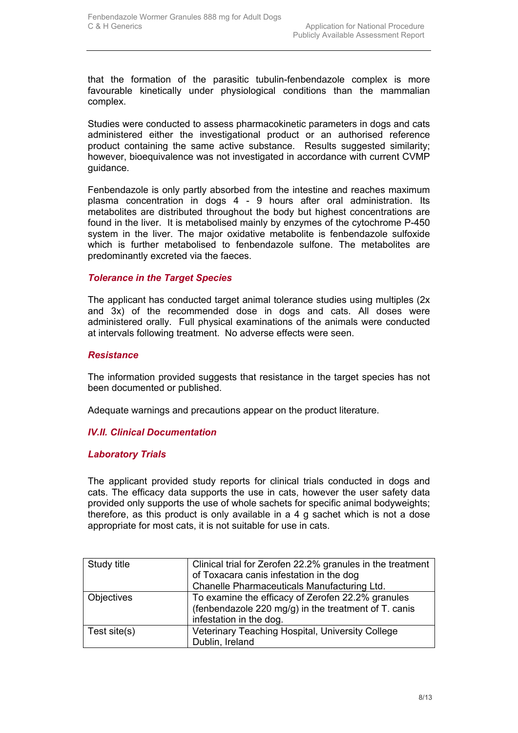that the formation of the parasitic tubulin-fenbendazole complex is more favourable kinetically under physiological conditions than the mammalian complex.

Studies were conducted to assess pharmacokinetic parameters in dogs and cats administered either the investigational product or an authorised reference product containing the same active substance. Results suggested similarity; however, bioequivalence was not investigated in accordance with current CVMP guidance.

Fenbendazole is only partly absorbed from the intestine and reaches maximum plasma concentration in dogs 4 - 9 hours after oral administration. Its metabolites are distributed throughout the body but highest concentrations are found in the liver. It is metabolised mainly by enzymes of the cytochrome P-450 system in the liver. The major oxidative metabolite is fenbendazole sulfoxide which is further metabolised to fenbendazole sulfone. The metabolites are predominantly excreted via the faeces.

### *Tolerance in the Target Species*

The applicant has conducted target animal tolerance studies using multiples (2x and 3x) of the recommended dose in dogs and cats. All doses were administered orally. Full physical examinations of the animals were conducted at intervals following treatment. No adverse effects were seen.

### *Resistance*

The information provided suggests that resistance in the target species has not been documented or published.

Adequate warnings and precautions appear on the product literature.

## *IV.II. Clinical Documentation*

### *Laboratory Trials*

The applicant provided study reports for clinical trials conducted in dogs and cats. The efficacy data supports the use in cats, however the user safety data provided only supports the use of whole sachets for specific animal bodyweights; therefore, as this product is only available in a 4 g sachet which is not a dose appropriate for most cats, it is not suitable for use in cats.

| Study title | Clinical trial for Zerofen 22.2% granules in the treatment of Toxacara canis infestation in the dog<br>Chanelle Pharmaceuticals Manufacturing Ltd. |
|---|---|
| Objectives | To examine the efficacy of Zerofen 22.2% granules (fenbendazole 220 mg/g) in the treatment of T. canis infestation in the dog. |
| Test site(s) | Veterinary Teaching Hospital, University College Dublin, Ireland |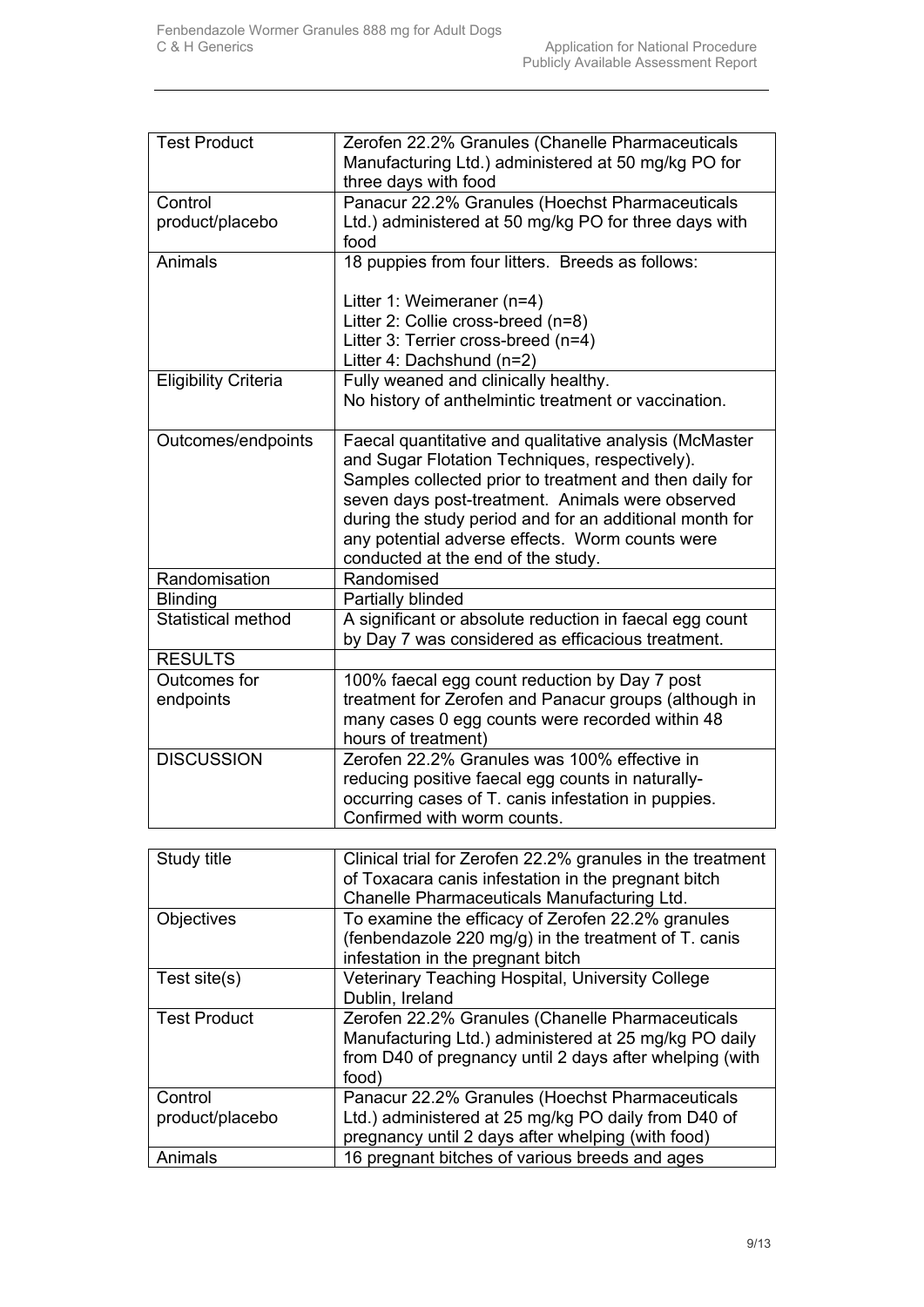| | |
|---|---|
| Test Product | Zerofen 22.2% Granules (Chanelle Pharmaceuticals Manufacturing Ltd.) administered at 50 mg/kg PO for three days with food |
| Control product/placebo | Panacur 22.2% Granules (Hoechst Pharmaceuticals Ltd.) administered at 50 mg/kg PO for three days with food |
| Animals | 18 puppies from four litters. Breeds as follows:<br><br>Litter 1: Weimeraner (n=4)<br>Litter 2: Collie cross-breed (n=8)<br>Litter 3: Terrier cross-breed (n=4)<br>Litter 4: Dachshund (n=2) |
| Eligibility Criteria | Fully weaned and clinically healthy.<br>No history of anthelmintic treatment or vaccination. |
| Outcomes/endpoints | Faecal quantitative and qualitative analysis (McMaster and Sugar Flotation Techniques, respectively). Samples collected prior to treatment and then daily for seven days post-treatment. Animals were observed during the study period and for an additional month for any potential adverse effects. Worm counts were conducted at the end of the study. |
| Randomisation | Randomised |
| Blinding | Partially blinded |
| Statistical method | A significant or absolute reduction in faecal egg count by Day 7 was considered as efficacious treatment. |
| RESULTS | |
| Outcomes for endpoints | 100% faecal egg count reduction by Day 7 post treatment for Zerofen and Panacur groups (although in many cases 0 egg counts were recorded within 48 hours of treatment) |
| DISCUSSION | Zerofen 22.2% Granules was 100% effective in reducing positive faecal egg counts in naturally-occurring cases of T. canis infestation in puppies. Confirmed with worm counts. |

| | |
|---|---|
| Study title | Clinical trial for Zerofen 22.2% granules in the treatment of Toxacara canis infestation in the pregnant bitch Chanelle Pharmaceuticals Manufacturing Ltd. |
| Objectives | To examine the efficacy of Zerofen 22.2% granules (fenbendazole 220 mg/g) in the treatment of T. canis infestation in the pregnant bitch |
| Test site(s) | Veterinary Teaching Hospital, University College Dublin, Ireland |
| Test Product | Zerofen 22.2% Granules (Chanelle Pharmaceuticals Manufacturing Ltd.) administered at 25 mg/kg PO daily from D40 of pregnancy until 2 days after whelping (with food) |
| Control product/placebo | Panacur 22.2% Granules (Hoechst Pharmaceuticals Ltd.) administered at 25 mg/kg PO daily from D40 of pregnancy until 2 days after whelping (with food) |
| Animals | 16 pregnant bitches of various breeds and ages |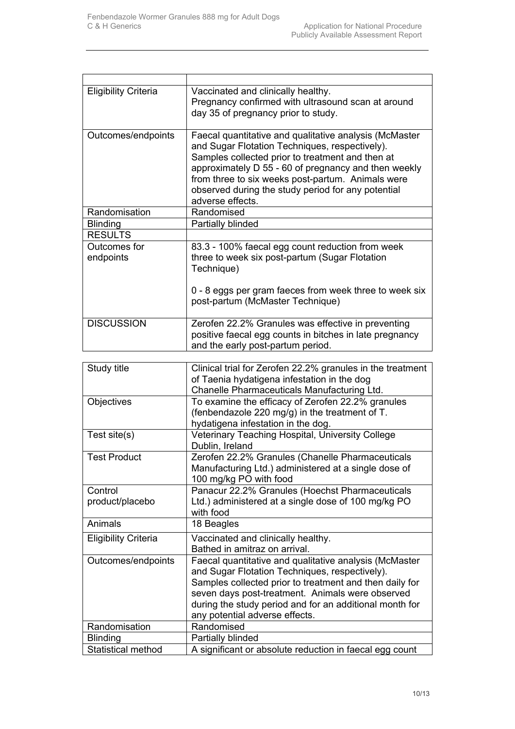| | |
|---|---|
| Eligibility Criteria | Vaccinated and clinically healthy. Pregnancy confirmed with ultrasound scan at around day 35 of pregnancy prior to study. |
| Outcomes/endpoints | Faecal quantitative and qualitative analysis (McMaster and Sugar Flotation Techniques, respectively). Samples collected prior to treatment and then at approximately D 55 - 60 of pregnancy and then weekly from three to six weeks post-partum. Animals were observed during the study period for any potential adverse effects. |
| Randomisation | Randomised |
| Blinding | Partially blinded |
| RESULTS | |
| Outcomes for endpoints | 83.3 - 100% faecal egg count reduction from week three to week six post-partum (Sugar Flotation Technique)<br><br>0 - 8 eggs per gram faeces from week three to week six post-partum (McMaster Technique) |
| DISCUSSION | Zerofen 22.2% Granules was effective in preventing positive faecal egg counts in bitches in late pregnancy and the early post-partum period. |

| Study title | Clinical trial for Zerofen 22.2% granules in the treatment of Taenia hydatigena infestation in the dog<br>Chanelle Pharmaceuticals Manufacturing Ltd. |
|---|---|
| Objectives | To examine the efficacy of Zerofen 22.2% granules (fenbendazole 220 mg/g) in the treatment of T. hydatigena infestation in the dog. |
| Test site(s) | Veterinary Teaching Hospital, University College Dublin, Ireland |
| Test Product | Zerofen 22.2% Granules (Chanelle Pharmaceuticals Manufacturing Ltd.) administered at a single dose of 100 mg/kg PO with food |
| Control product/placebo | Panacur 22.2% Granules (Hoechst Pharmaceuticals Ltd.) administered at a single dose of 100 mg/kg PO with food |
| Animals | 18 Beagles |
| Eligibility Criteria | Vaccinated and clinically healthy.<br>Bathed in amitraz on arrival. |
| Outcomes/endpoints | Faecal quantitative and qualitative analysis (McMaster and Sugar Flotation Techniques, respectively). Samples collected prior to treatment and then daily for seven days post-treatment. Animals were observed during the study period and for an additional month for any potential adverse effects. |
| Randomisation | Randomised |
| Blinding | Partially blinded |
| Statistical method | A significant or absolute reduction in faecal egg count |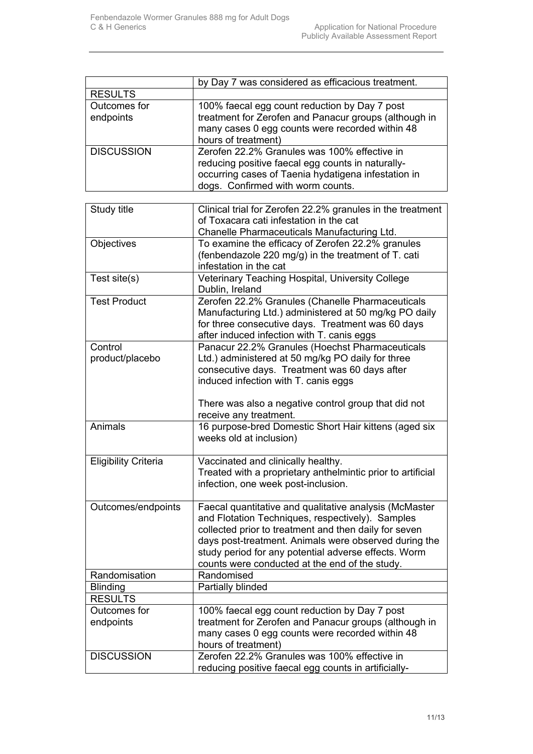| | |
|---|---|
| | by Day 7 was considered as efficacious treatment. |
| RESULTS | |
| Outcomes for endpoints | 100% faecal egg count reduction by Day 7 post treatment for Zerofen and Panacur groups (although in many cases 0 egg counts were recorded within 48 hours of treatment) |
| DISCUSSION | Zerofen 22.2% Granules was 100% effective in reducing positive faecal egg counts in naturally-occurring cases of Taenia hydatigena infestation in dogs. Confirmed with worm counts. |

| | |
|---|---|
| Study title | Clinical trial for Zerofen 22.2% granules in the treatment of Toxacara cati infestation in the cat<br>Chanelle Pharmaceuticals Manufacturing Ltd. |
| Objectives | To examine the efficacy of Zerofen 22.2% granules (fenbendazole 220 mg/g) in the treatment of T. cati infestation in the cat |
| Test site(s) | Veterinary Teaching Hospital, University College Dublin, Ireland |
| Test Product | Zerofen 22.2% Granules (Chanelle Pharmaceuticals Manufacturing Ltd.) administered at 50 mg/kg PO daily for three consecutive days. Treatment was 60 days after induced infection with T. canis eggs |
| Control product/placebo | Panacur 22.2% Granules (Hoechst Pharmaceuticals Ltd.) administered at 50 mg/kg PO daily for three consecutive days. Treatment was 60 days after induced infection with T. canis eggs<br><br>There was also a negative control group that did not receive any treatment. |
| Animals | 16 purpose-bred Domestic Short Hair kittens (aged six weeks old at inclusion) |
| Eligibility Criteria | Vaccinated and clinically healthy.<br>Treated with a proprietary anthelmintic prior to artificial infection, one week post-inclusion. |
| Outcomes/endpoints | Faecal quantitative and qualitative analysis (McMaster and Flotation Techniques, respectively). Samples collected prior to treatment and then daily for seven days post-treatment. Animals were observed during the study period for any potential adverse effects. Worm counts were conducted at the end of the study. |
| Randomisation | Randomised |
| Blinding | Partially blinded |
| RESULTS | |
| Outcomes for endpoints | 100% faecal egg count reduction by Day 7 post treatment for Zerofen and Panacur groups (although in many cases 0 egg counts were recorded within 48 hours of treatment) |
| DISCUSSION | Zerofen 22.2% Granules was 100% effective in reducing positive faecal egg counts in artificially- |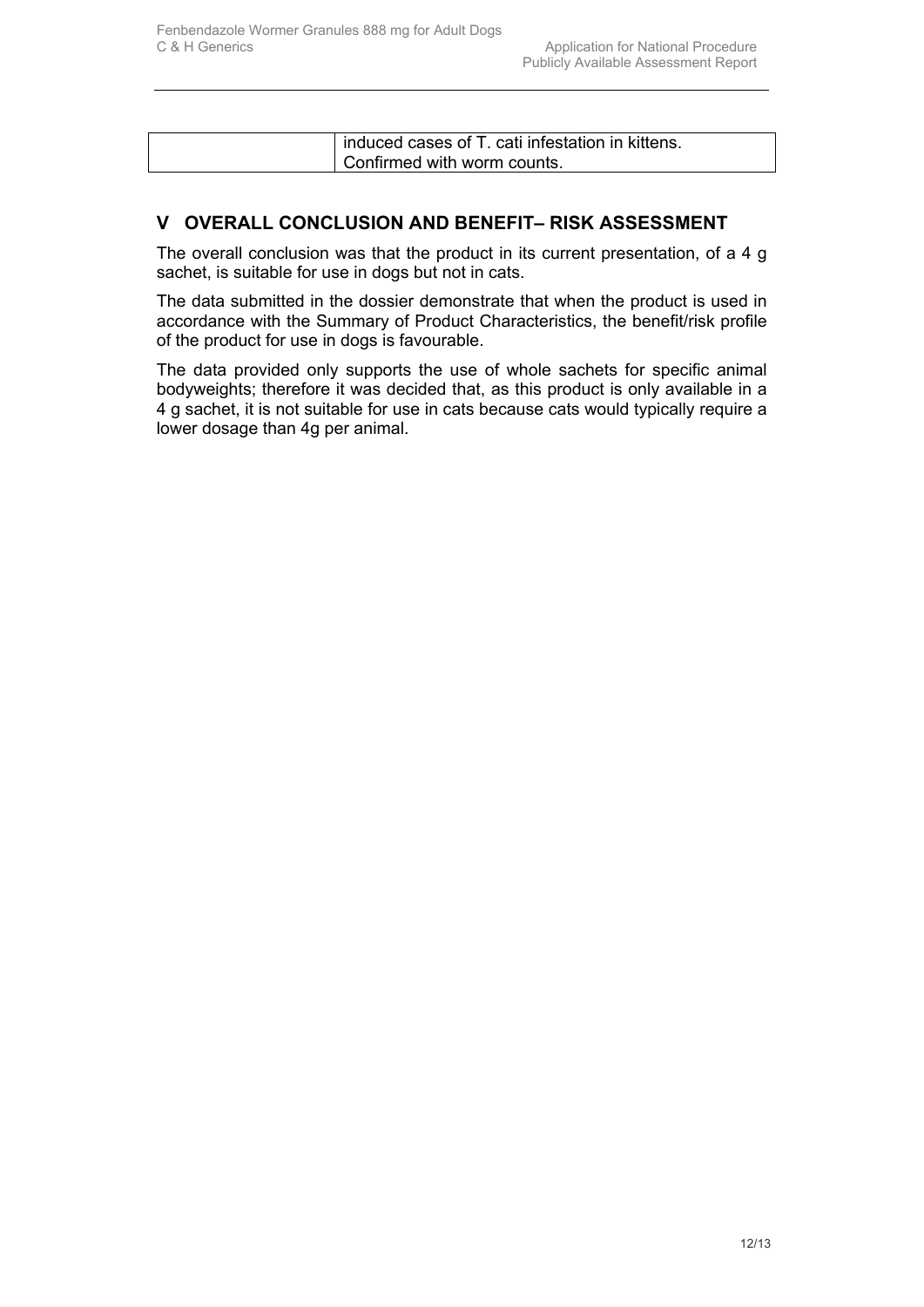| | induced cases of T. cati infestation in kittens. Confirmed with worm counts. |
|---|---|

## V OVERALL CONCLUSION AND BENEFIT– RISK ASSESSMENT

The overall conclusion was that the product in its current presentation, of a 4 g sachet, is suitable for use in dogs but not in cats.

The data submitted in the dossier demonstrate that when the product is used in accordance with the Summary of Product Characteristics, the benefit/risk profile of the product for use in dogs is favourable.

The data provided only supports the use of whole sachets for specific animal bodyweights; therefore it was decided that, as this product is only available in a 4 g sachet, it is not suitable for use in cats because cats would typically require a lower dosage than 4g per animal.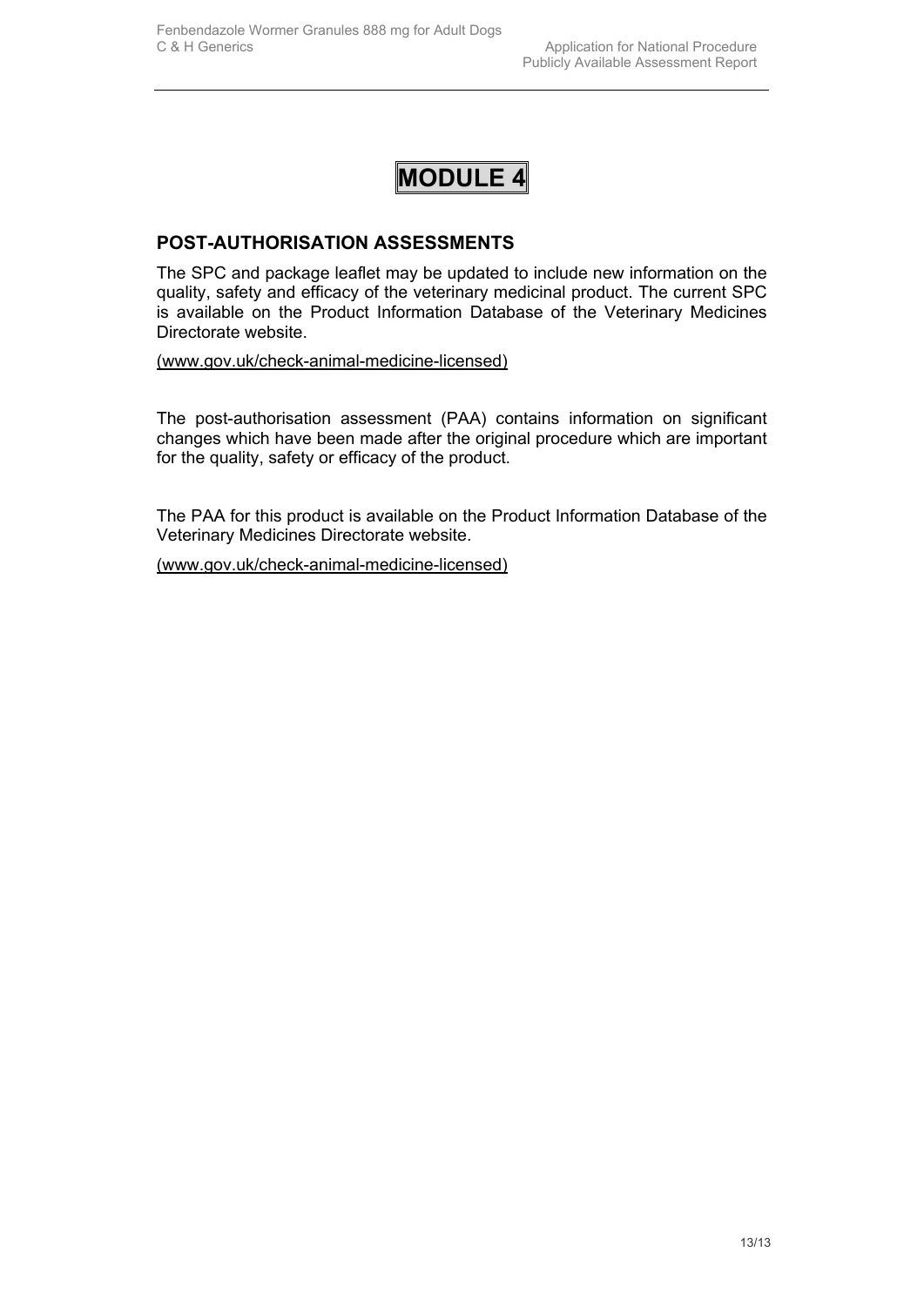# MODULE 4

## POST-AUTHORISATION ASSESSMENTS

The SPC and package leaflet may be updated to include new information on the quality, safety and efficacy of the veterinary medicinal product. The current SPC is available on the Product Information Database of the Veterinary Medicines Directorate website.

(www.gov.uk/check-animal-medicine-licensed)

The post-authorisation assessment (PAA) contains information on significant changes which have been made after the original procedure which are important for the quality, safety or efficacy of the product.

The PAA for this product is available on the Product Information Database of the Veterinary Medicines Directorate website.

(www.gov.uk/check-animal-medicine-licensed)